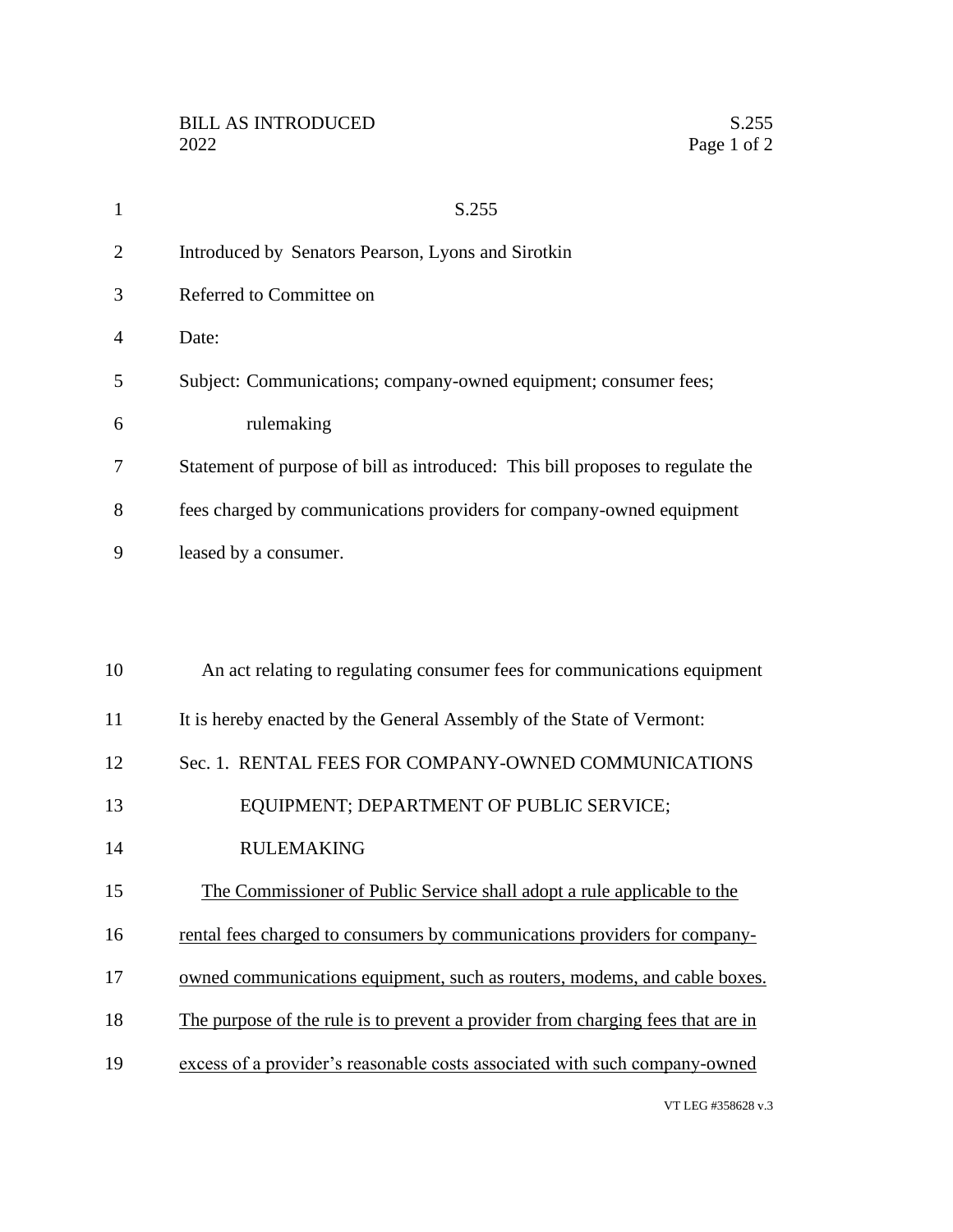BILL AS INTRODUCED
2022

S.255

# S.255

Introduced by Senators Pearson, Lyons and Sirotkin

Referred to Committee on

Date:

Subject: Communications; company-owned equipment; consumer fees; rulemaking

Statement of purpose of bill as introduced: This bill proposes to regulate the fees charged by communications providers for company-owned equipment leased by a consumer.

An act relating to regulating consumer fees for communications equipment

It is hereby enacted by the General Assembly of the State of Vermont:

Sec. 1. RENTAL FEES FOR COMPANY-OWNED COMMUNICATIONS EQUIPMENT; DEPARTMENT OF PUBLIC SERVICE; RULEMAKING

<u>The Commissioner of Public Service shall adopt a rule applicable to the rental fees charged to consumers by communications providers for company-owned communications equipment, such as routers, modems, and cable boxes. The purpose of the rule is to prevent a provider from charging fees that are in excess of a provider's reasonable costs associated with such company-owned</u>

VT LEG #358628 v.3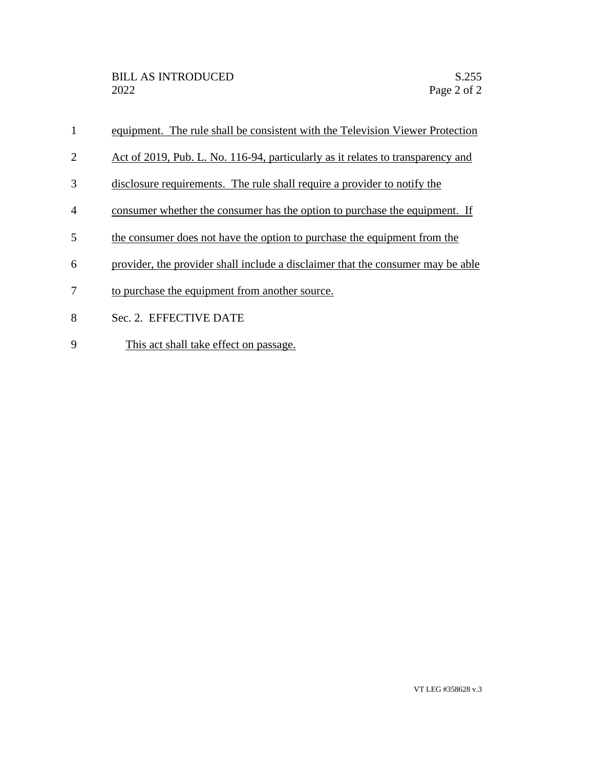equipment. The rule shall be consistent with the Television Viewer Protection Act of 2019, Pub. L. No. 116-94, particularly as it relates to transparency and disclosure requirements. The rule shall require a provider to notify the consumer whether the consumer has the option to purchase the equipment. If the consumer does not have the option to purchase the equipment from the provider, the provider shall include a disclaimer that the consumer may be able to purchase the equipment from another source.

Sec. 2. EFFECTIVE DATE

This act shall take effect on passage.